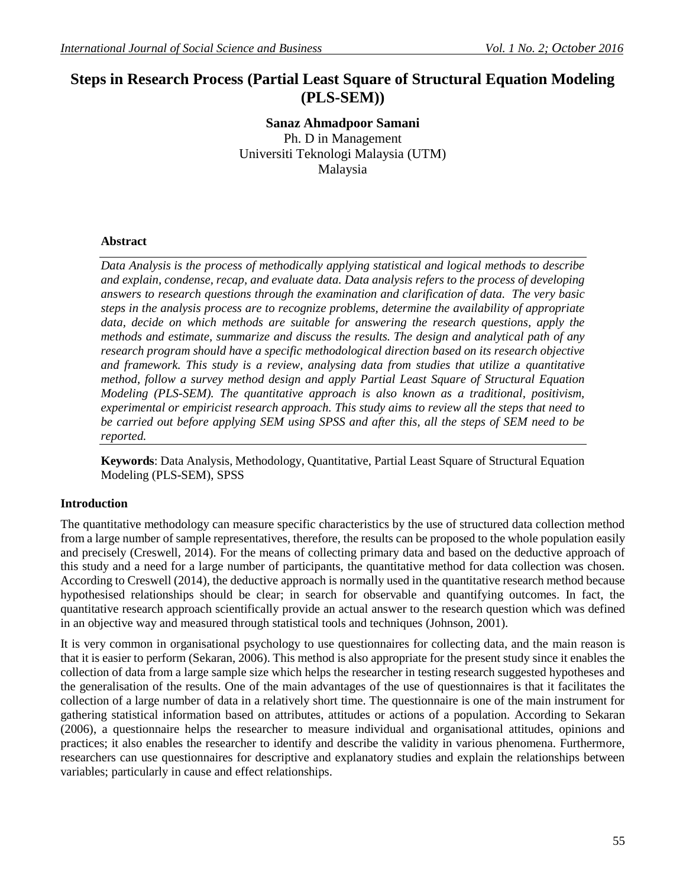# Steps in Research Process (Partial Least Square of Structural Equation Modeling (PLS-SEM))

**Sanaz Ahmadpoor Samani**
Ph. D in Management
Universiti Teknologi Malaysia (UTM)
Malaysia

## Abstract

*Data Analysis is the process of methodically applying statistical and logical methods to describe and explain, condense, recap, and evaluate data. Data analysis refers to the process of developing answers to research questions through the examination and clarification of data. The very basic steps in the analysis process are to recognize problems, determine the availability of appropriate data, decide on which methods are suitable for answering the research questions, apply the methods and estimate, summarize and discuss the results. The design and analytical path of any research program should have a specific methodological direction based on its research objective and framework. This study is a review, analysing data from studies that utilize a quantitative method, follow a survey method design and apply Partial Least Square of Structural Equation Modeling (PLS-SEM). The quantitative approach is also known as a traditional, positivism, experimental or empiricist research approach. This study aims to review all the steps that need to be carried out before applying SEM using SPSS and after this, all the steps of SEM need to be reported.*

**Keywords**: Data Analysis, Methodology, Quantitative, Partial Least Square of Structural Equation Modeling (PLS-SEM), SPSS

## Introduction

The quantitative methodology can measure specific characteristics by the use of structured data collection method from a large number of sample representatives, therefore, the results can be proposed to the whole population easily and precisely (Creswell, 2014). For the means of collecting primary data and based on the deductive approach of this study and a need for a large number of participants, the quantitative method for data collection was chosen. According to Creswell (2014), the deductive approach is normally used in the quantitative research method because hypothesised relationships should be clear; in search for observable and quantifying outcomes. In fact, the quantitative research approach scientifically provide an actual answer to the research question which was defined in an objective way and measured through statistical tools and techniques (Johnson, 2001).

It is very common in organisational psychology to use questionnaires for collecting data, and the main reason is that it is easier to perform (Sekaran, 2006). This method is also appropriate for the present study since it enables the collection of data from a large sample size which helps the researcher in testing research suggested hypotheses and the generalisation of the results. One of the main advantages of the use of questionnaires is that it facilitates the collection of a large number of data in a relatively short time. The questionnaire is one of the main instrument for gathering statistical information based on attributes, attitudes or actions of a population. According to Sekaran (2006), a questionnaire helps the researcher to measure individual and organisational attitudes, opinions and practices; it also enables the researcher to identify and describe the validity in various phenomena. Furthermore, researchers can use questionnaires for descriptive and explanatory studies and explain the relationships between variables; particularly in cause and effect relationships.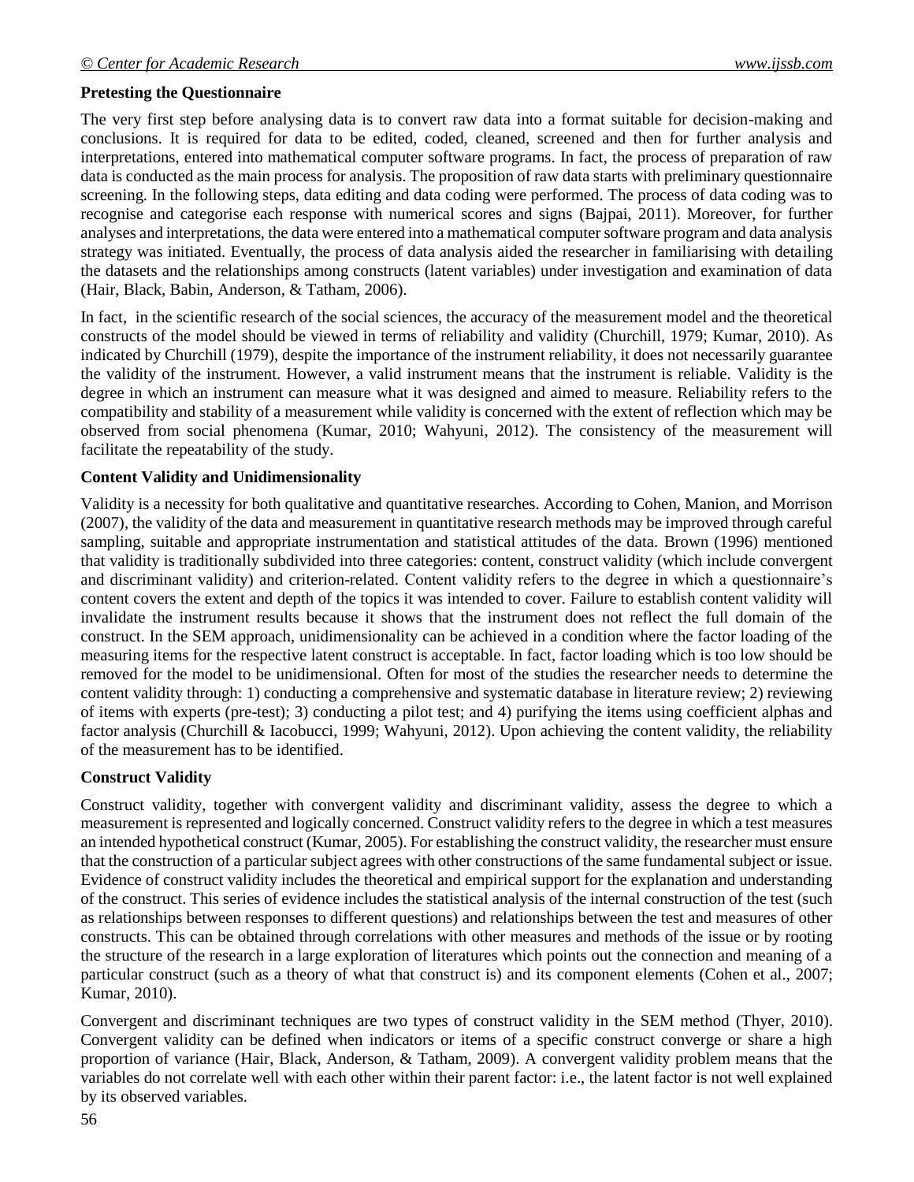**Pretesting the Questionnaire**

The very first step before analysing data is to convert raw data into a format suitable for decision-making and conclusions. It is required for data to be edited, coded, cleaned, screened and then for further analysis and interpretations, entered into mathematical computer software programs. In fact, the process of preparation of raw data is conducted as the main process for analysis. The proposition of raw data starts with preliminary questionnaire screening. In the following steps, data editing and data coding were performed. The process of data coding was to recognise and categorise each response with numerical scores and signs (Bajpai, 2011). Moreover, for further analyses and interpretations, the data were entered into a mathematical computer software program and data analysis strategy was initiated. Eventually, the process of data analysis aided the researcher in familiarising with detailing the datasets and the relationships among constructs (latent variables) under investigation and examination of data (Hair, Black, Babin, Anderson, & Tatham, 2006).

In fact, in the scientific research of the social sciences, the accuracy of the measurement model and the theoretical constructs of the model should be viewed in terms of reliability and validity (Churchill, 1979; Kumar, 2010). As indicated by Churchill (1979), despite the importance of the instrument reliability, it does not necessarily guarantee the validity of the instrument. However, a valid instrument means that the instrument is reliable. Validity is the degree in which an instrument can measure what it was designed and aimed to measure. Reliability refers to the compatibility and stability of a measurement while validity is concerned with the extent of reflection which may be observed from social phenomena (Kumar, 2010; Wahyuni, 2012). The consistency of the measurement will facilitate the repeatability of the study.

**Content Validity and Unidimensionality**

Validity is a necessity for both qualitative and quantitative researches. According to Cohen, Manion, and Morrison (2007), the validity of the data and measurement in quantitative research methods may be improved through careful sampling, suitable and appropriate instrumentation and statistical attitudes of the data. Brown (1996) mentioned that validity is traditionally subdivided into three categories: content, construct validity (which include convergent and discriminant validity) and criterion-related. Content validity refers to the degree in which a questionnaire's content covers the extent and depth of the topics it was intended to cover. Failure to establish content validity will invalidate the instrument results because it shows that the instrument does not reflect the full domain of the construct. In the SEM approach, unidimensionality can be achieved in a condition where the factor loading of the measuring items for the respective latent construct is acceptable. In fact, factor loading which is too low should be removed for the model to be unidimensional. Often for most of the studies the researcher needs to determine the content validity through: 1) conducting a comprehensive and systematic database in literature review; 2) reviewing of items with experts (pre-test); 3) conducting a pilot test; and 4) purifying the items using coefficient alphas and factor analysis (Churchill & Iacobucci, 1999; Wahyuni, 2012). Upon achieving the content validity, the reliability of the measurement has to be identified.

**Construct Validity**

Construct validity, together with convergent validity and discriminant validity, assess the degree to which a measurement is represented and logically concerned. Construct validity refers to the degree in which a test measures an intended hypothetical construct (Kumar, 2005). For establishing the construct validity, the researcher must ensure that the construction of a particular subject agrees with other constructions of the same fundamental subject or issue. Evidence of construct validity includes the theoretical and empirical support for the explanation and understanding of the construct. This series of evidence includes the statistical analysis of the internal construction of the test (such as relationships between responses to different questions) and relationships between the test and measures of other constructs. This can be obtained through correlations with other measures and methods of the issue or by rooting the structure of the research in a large exploration of literatures which points out the connection and meaning of a particular construct (such as a theory of what that construct is) and its component elements (Cohen et al., 2007; Kumar, 2010).

Convergent and discriminant techniques are two types of construct validity in the SEM method (Thyer, 2010). Convergent validity can be defined when indicators or items of a specific construct converge or share a high proportion of variance (Hair, Black, Anderson, & Tatham, 2009). A convergent validity problem means that the variables do not correlate well with each other within their parent factor: i.e., the latent factor is not well explained by its observed variables.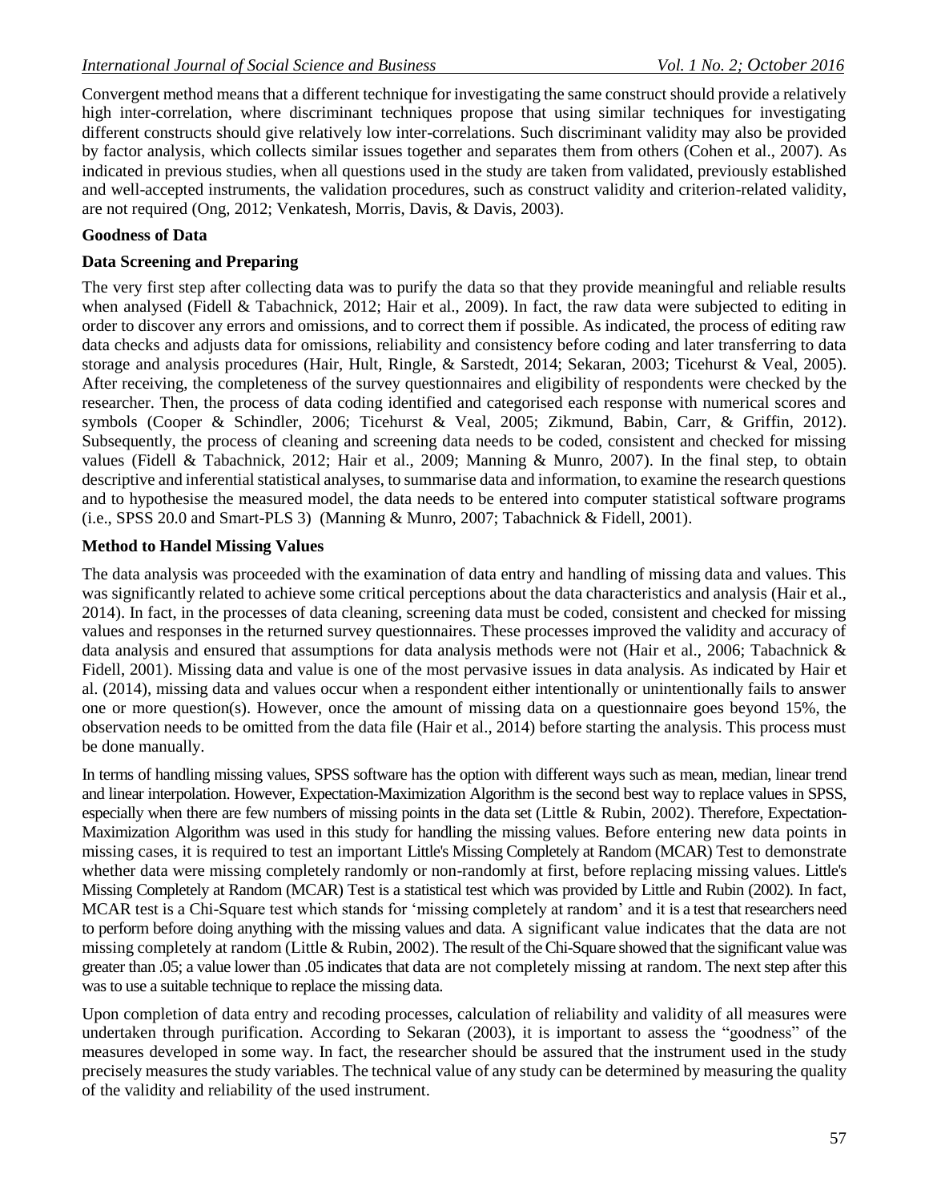Convergent method means that a different technique for investigating the same construct should provide a relatively high inter-correlation, where discriminant techniques propose that using similar techniques for investigating different constructs should give relatively low inter-correlations. Such discriminant validity may also be provided by factor analysis, which collects similar issues together and separates them from others (Cohen et al., 2007). As indicated in previous studies, when all questions used in the study are taken from validated, previously established and well-accepted instruments, the validation procedures, such as construct validity and criterion-related validity, are not required (Ong, 2012; Venkatesh, Morris, Davis, & Davis, 2003).

**Goodness of Data**

**Data Screening and Preparing**

The very first step after collecting data was to purify the data so that they provide meaningful and reliable results when analysed (Fidell & Tabachnick, 2012; Hair et al., 2009). In fact, the raw data were subjected to editing in order to discover any errors and omissions, and to correct them if possible. As indicated, the process of editing raw data checks and adjusts data for omissions, reliability and consistency before coding and later transferring to data storage and analysis procedures (Hair, Hult, Ringle, & Sarstedt, 2014; Sekaran, 2003; Ticehurst & Veal, 2005). After receiving, the completeness of the survey questionnaires and eligibility of respondents were checked by the researcher. Then, the process of data coding identified and categorised each response with numerical scores and symbols (Cooper & Schindler, 2006; Ticehurst & Veal, 2005; Zikmund, Babin, Carr, & Griffin, 2012). Subsequently, the process of cleaning and screening data needs to be coded, consistent and checked for missing values (Fidell & Tabachnick, 2012; Hair et al., 2009; Manning & Munro, 2007). In the final step, to obtain descriptive and inferential statistical analyses, to summarise data and information, to examine the research questions and to hypothesise the measured model, the data needs to be entered into computer statistical software programs (i.e., SPSS 20.0 and Smart-PLS 3) (Manning & Munro, 2007; Tabachnick & Fidell, 2001).

**Method to Handel Missing Values**

The data analysis was proceeded with the examination of data entry and handling of missing data and values. This was significantly related to achieve some critical perceptions about the data characteristics and analysis (Hair et al., 2014). In fact, in the processes of data cleaning, screening data must be coded, consistent and checked for missing values and responses in the returned survey questionnaires. These processes improved the validity and accuracy of data analysis and ensured that assumptions for data analysis methods were not (Hair et al., 2006; Tabachnick & Fidell, 2001). Missing data and value is one of the most pervasive issues in data analysis. As indicated by Hair et al. (2014), missing data and values occur when a respondent either intentionally or unintentionally fails to answer one or more question(s). However, once the amount of missing data on a questionnaire goes beyond 15%, the observation needs to be omitted from the data file (Hair et al., 2014) before starting the analysis. This process must be done manually.

In terms of handling missing values, SPSS software has the option with different ways such as mean, median, linear trend and linear interpolation. However, Expectation-Maximization Algorithm is the second best way to replace values in SPSS, especially when there are few numbers of missing points in the data set (Little & Rubin, 2002). Therefore, Expectation-Maximization Algorithm was used in this study for handling the missing values. Before entering new data points in missing cases, it is required to test an important Little's Missing Completely at Random (MCAR) Test to demonstrate whether data were missing completely randomly or non-randomly at first, before replacing missing values. Little's Missing Completely at Random (MCAR) Test is a statistical test which was provided by Little and Rubin (2002). In fact, MCAR test is a Chi-Square test which stands for 'missing completely at random' and it is a test that researchers need to perform before doing anything with the missing values and data. A significant value indicates that the data are not missing completely at random (Little & Rubin, 2002). The result of the Chi-Square showed that the significant value was greater than .05; a value lower than .05 indicates that data are not completely missing at random. The next step after this was to use a suitable technique to replace the missing data.

Upon completion of data entry and recoding processes, calculation of reliability and validity of all measures were undertaken through purification. According to Sekaran (2003), it is important to assess the "goodness" of the measures developed in some way. In fact, the researcher should be assured that the instrument used in the study precisely measures the study variables. The technical value of any study can be determined by measuring the quality of the validity and reliability of the used instrument.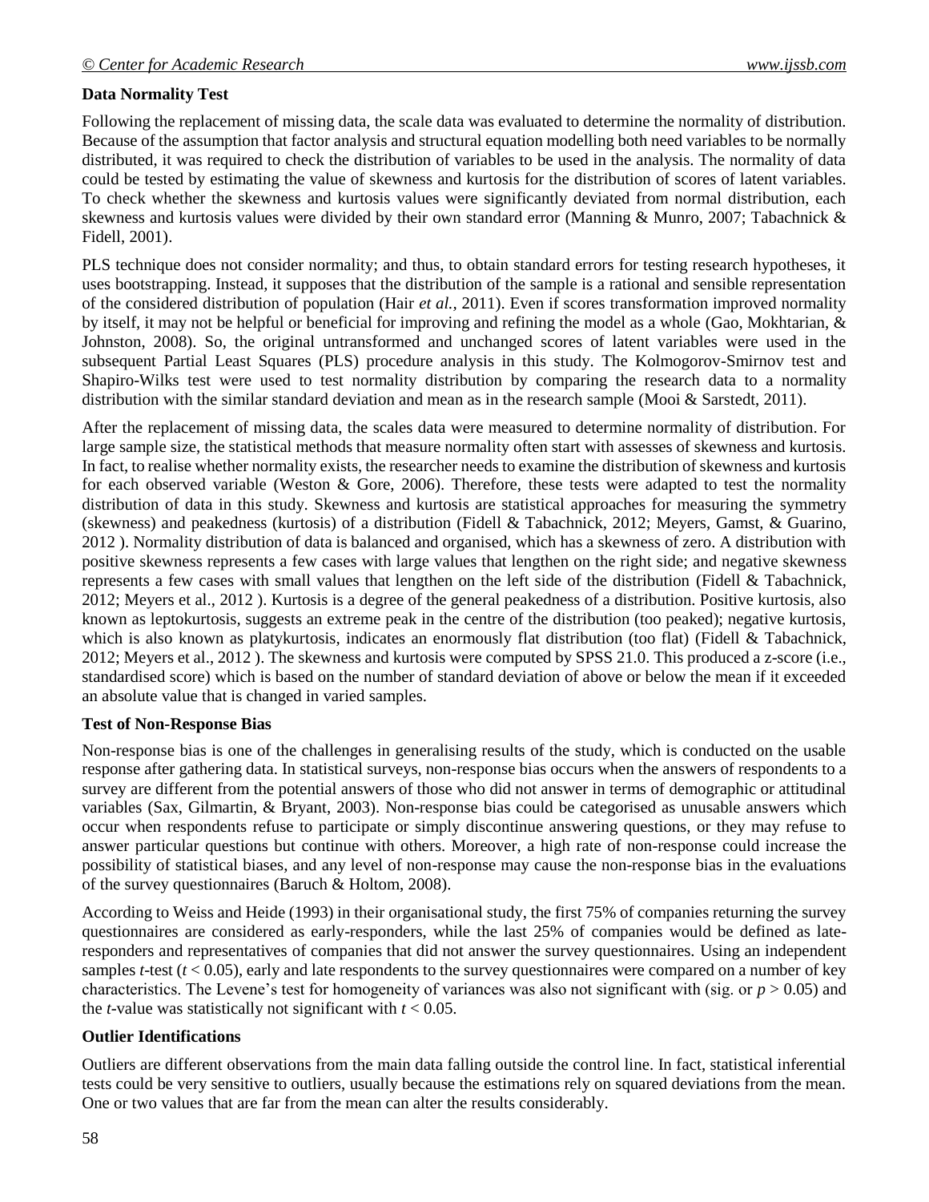**Data Normality Test**

Following the replacement of missing data, the scale data was evaluated to determine the normality of distribution. Because of the assumption that factor analysis and structural equation modelling both need variables to be normally distributed, it was required to check the distribution of variables to be used in the analysis. The normality of data could be tested by estimating the value of skewness and kurtosis for the distribution of scores of latent variables. To check whether the skewness and kurtosis values were significantly deviated from normal distribution, each skewness and kurtosis values were divided by their own standard error (Manning & Munro, 2007; Tabachnick & Fidell, 2001).

PLS technique does not consider normality; and thus, to obtain standard errors for testing research hypotheses, it uses bootstrapping. Instead, it supposes that the distribution of the sample is a rational and sensible representation of the considered distribution of population (Hair *et al.*, 2011). Even if scores transformation improved normality by itself, it may not be helpful or beneficial for improving and refining the model as a whole (Gao, Mokhtarian, & Johnston, 2008). So, the original untransformed and unchanged scores of latent variables were used in the subsequent Partial Least Squares (PLS) procedure analysis in this study. The Kolmogorov-Smirnov test and Shapiro-Wilks test were used to test normality distribution by comparing the research data to a normality distribution with the similar standard deviation and mean as in the research sample (Mooi & Sarstedt, 2011).

After the replacement of missing data, the scales data were measured to determine normality of distribution. For large sample size, the statistical methods that measure normality often start with assesses of skewness and kurtosis. In fact, to realise whether normality exists, the researcher needs to examine the distribution of skewness and kurtosis for each observed variable (Weston & Gore, 2006). Therefore, these tests were adapted to test the normality distribution of data in this study. Skewness and kurtosis are statistical approaches for measuring the symmetry (skewness) and peakedness (kurtosis) of a distribution (Fidell & Tabachnick, 2012; Meyers, Gamst, & Guarino, 2012 ). Normality distribution of data is balanced and organised, which has a skewness of zero. A distribution with positive skewness represents a few cases with large values that lengthen on the right side; and negative skewness represents a few cases with small values that lengthen on the left side of the distribution (Fidell & Tabachnick, 2012; Meyers et al., 2012 ). Kurtosis is a degree of the general peakedness of a distribution. Positive kurtosis, also known as leptokurtosis, suggests an extreme peak in the centre of the distribution (too peaked); negative kurtosis, which is also known as platykurtosis, indicates an enormously flat distribution (too flat) (Fidell & Tabachnick, 2012; Meyers et al., 2012 ). The skewness and kurtosis were computed by SPSS 21.0. This produced a z-score (i.e., standardised score) which is based on the number of standard deviation of above or below the mean if it exceeded an absolute value that is changed in varied samples.

**Test of Non-Response Bias**

Non-response bias is one of the challenges in generalising results of the study, which is conducted on the usable response after gathering data. In statistical surveys, non-response bias occurs when the answers of respondents to a survey are different from the potential answers of those who did not answer in terms of demographic or attitudinal variables (Sax, Gilmartin, & Bryant, 2003). Non-response bias could be categorised as unusable answers which occur when respondents refuse to participate or simply discontinue answering questions, or they may refuse to answer particular questions but continue with others. Moreover, a high rate of non-response could increase the possibility of statistical biases, and any level of non-response may cause the non-response bias in the evaluations of the survey questionnaires (Baruch & Holtom, 2008).

According to Weiss and Heide (1993) in their organisational study, the first 75% of companies returning the survey questionnaires are considered as early-responders, while the last 25% of companies would be defined as late-responders and representatives of companies that did not answer the survey questionnaires. Using an independent samples *t*-test ($t < 0.05$), early and late respondents to the survey questionnaires were compared on a number of key characteristics. The Levene's test for homogeneity of variances was also not significant with (sig. or $p > 0.05$) and the *t*-value was statistically not significant with $t < 0.05$.

**Outlier Identifications**

Outliers are different observations from the main data falling outside the control line. In fact, statistical inferential tests could be very sensitive to outliers, usually because the estimations rely on squared deviations from the mean. One or two values that are far from the mean can alter the results considerably.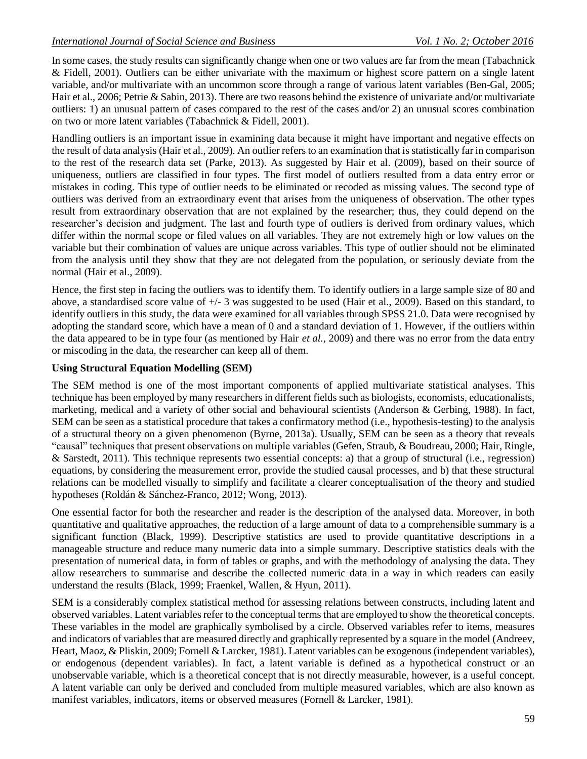In some cases, the study results can significantly change when one or two values are far from the mean (Tabachnick & Fidell, 2001). Outliers can be either univariate with the maximum or highest score pattern on a single latent variable, and/or multivariate with an uncommon score through a range of various latent variables (Ben-Gal, 2005; Hair et al., 2006; Petrie & Sabin, 2013). There are two reasons behind the existence of univariate and/or multivariate outliers: 1) an unusual pattern of cases compared to the rest of the cases and/or 2) an unusual scores combination on two or more latent variables (Tabachnick & Fidell, 2001).

Handling outliers is an important issue in examining data because it might have important and negative effects on the result of data analysis (Hair et al., 2009). An outlier refers to an examination that is statistically far in comparison to the rest of the research data set (Parke, 2013). As suggested by Hair et al. (2009), based on their source of uniqueness, outliers are classified in four types. The first model of outliers resulted from a data entry error or mistakes in coding. This type of outlier needs to be eliminated or recoded as missing values. The second type of outliers was derived from an extraordinary event that arises from the uniqueness of observation. The other types result from extraordinary observation that are not explained by the researcher; thus, they could depend on the researcher's decision and judgment. The last and fourth type of outliers is derived from ordinary values, which differ within the normal scope or filed values on all variables. They are not extremely high or low values on the variable but their combination of values are unique across variables. This type of outlier should not be eliminated from the analysis until they show that they are not delegated from the population, or seriously deviate from the normal (Hair et al., 2009).

Hence, the first step in facing the outliers was to identify them. To identify outliers in a large sample size of 80 and above, a standardised score value of +/- 3 was suggested to be used (Hair et al., 2009). Based on this standard, to identify outliers in this study, the data were examined for all variables through SPSS 21.0. Data were recognised by adopting the standard score, which have a mean of 0 and a standard deviation of 1. However, if the outliers within the data appeared to be in type four (as mentioned by Hair *et al.*, 2009) and there was no error from the data entry or miscoding in the data, the researcher can keep all of them.

**Using Structural Equation Modelling (SEM)**

The SEM method is one of the most important components of applied multivariate statistical analyses. This technique has been employed by many researchers in different fields such as biologists, economists, educationalists, marketing, medical and a variety of other social and behavioural scientists (Anderson & Gerbing, 1988). In fact, SEM can be seen as a statistical procedure that takes a confirmatory method (i.e., hypothesis-testing) to the analysis of a structural theory on a given phenomenon (Byrne, 2013a). Usually, SEM can be seen as a theory that reveals "causal" techniques that present observations on multiple variables (Gefen, Straub, & Boudreau, 2000; Hair, Ringle, & Sarstedt, 2011). This technique represents two essential concepts: a) that a group of structural (i.e., regression) equations, by considering the measurement error, provide the studied causal processes, and b) that these structural relations can be modelled visually to simplify and facilitate a clearer conceptualisation of the theory and studied hypotheses (Roldán & Sánchez-Franco, 2012; Wong, 2013).

One essential factor for both the researcher and reader is the description of the analysed data. Moreover, in both quantitative and qualitative approaches, the reduction of a large amount of data to a comprehensible summary is a significant function (Black, 1999). Descriptive statistics are used to provide quantitative descriptions in a manageable structure and reduce many numeric data into a simple summary. Descriptive statistics deals with the presentation of numerical data, in form of tables or graphs, and with the methodology of analysing the data. They allow researchers to summarise and describe the collected numeric data in a way in which readers can easily understand the results (Black, 1999; Fraenkel, Wallen, & Hyun, 2011).

SEM is a considerably complex statistical method for assessing relations between constructs, including latent and observed variables. Latent variables refer to the conceptual terms that are employed to show the theoretical concepts. These variables in the model are graphically symbolised by a circle. Observed variables refer to items, measures and indicators of variables that are measured directly and graphically represented by a square in the model (Andreev, Heart, Maoz, & Pliskin, 2009; Fornell & Larcker, 1981). Latent variables can be exogenous (independent variables), or endogenous (dependent variables). In fact, a latent variable is defined as a hypothetical construct or an unobservable variable, which is a theoretical concept that is not directly measurable, however, is a useful concept. A latent variable can only be derived and concluded from multiple measured variables, which are also known as manifest variables, indicators, items or observed measures (Fornell & Larcker, 1981).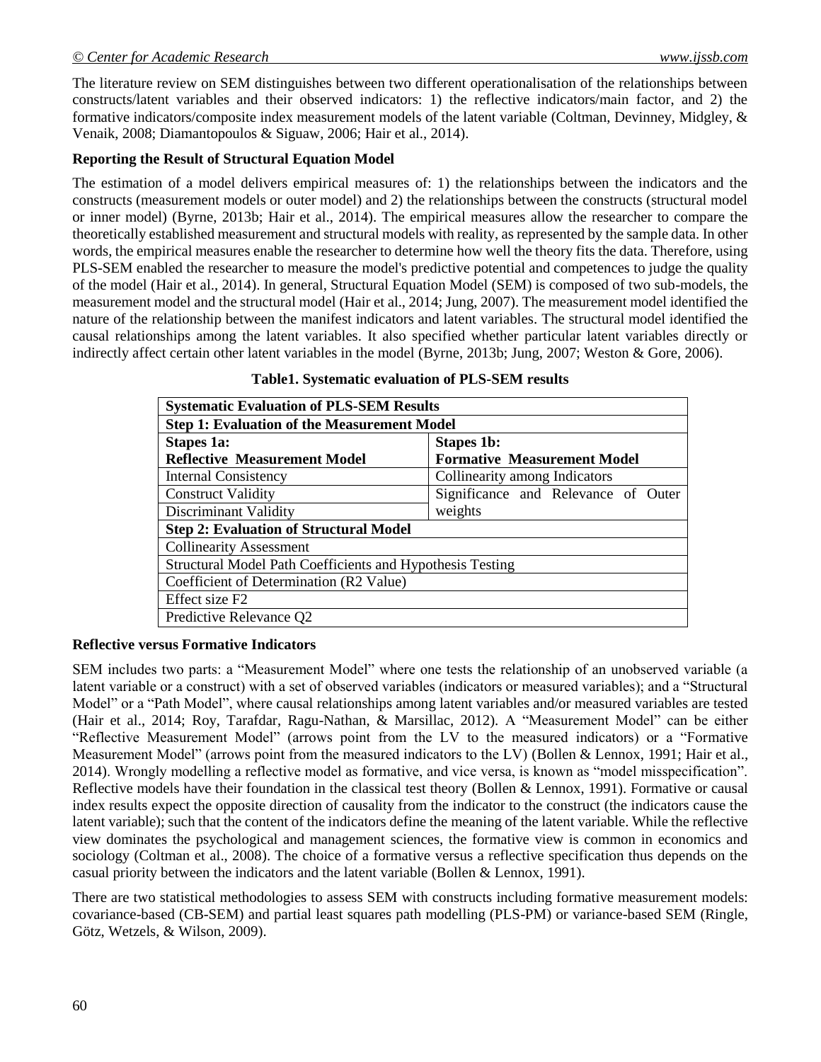The literature review on SEM distinguishes between two different operationalisation of the relationships between constructs/latent variables and their observed indicators: 1) the reflective indicators/main factor, and 2) the formative indicators/composite index measurement models of the latent variable (Coltman, Devinney, Midgley, & Venaik, 2008; Diamantopoulos & Siguaw, 2006; Hair et al., 2014).

**Reporting the Result of Structural Equation Model**

The estimation of a model delivers empirical measures of: 1) the relationships between the indicators and the constructs (measurement models or outer model) and 2) the relationships between the constructs (structural model or inner model) (Byrne, 2013b; Hair et al., 2014). The empirical measures allow the researcher to compare the theoretically established measurement and structural models with reality, as represented by the sample data. In other words, the empirical measures enable the researcher to determine how well the theory fits the data. Therefore, using PLS-SEM enabled the researcher to measure the model's predictive potential and competences to judge the quality of the model (Hair et al., 2014). In general, Structural Equation Model (SEM) is composed of two sub-models, the measurement model and the structural model (Hair et al., 2014; Jung, 2007). The measurement model identified the nature of the relationship between the manifest indicators and latent variables. The structural model identified the causal relationships among the latent variables. It also specified whether particular latent variables directly or indirectly affect certain other latent variables in the model (Byrne, 2013b; Jung, 2007; Weston & Gore, 2006).

**Table1. Systematic evaluation of PLS-SEM results**

| **Systematic Evaluation of PLS-SEM Results** | |
|---|---|
| **Step 1: Evaluation of the Measurement Model** | |
| **Stapes 1a: Reflective Measurement Model** | **Stapes 1b: Formative Measurement Model** |
| Internal Consistency | Collinearity among Indicators |
| Construct Validity | Significance and Relevance of Outer weights |
| Discriminant Validity | |
| **Step 2: Evaluation of Structural Model** | |
| Collinearity Assessment | |
| Structural Model Path Coefficients and Hypothesis Testing | |
| Coefficient of Determination (R2 Value) | |
| Effect size F2 | |
| Predictive Relevance Q2 | |

**Reflective versus Formative Indicators**

SEM includes two parts: a "Measurement Model" where one tests the relationship of an unobserved variable (a latent variable or a construct) with a set of observed variables (indicators or measured variables); and a "Structural Model" or a "Path Model", where causal relationships among latent variables and/or measured variables are tested (Hair et al., 2014; Roy, Tarafdar, Ragu-Nathan, & Marsillac, 2012). A "Measurement Model" can be either "Reflective Measurement Model" (arrows point from the LV to the measured indicators) or a "Formative Measurement Model" (arrows point from the measured indicators to the LV) (Bollen & Lennox, 1991; Hair et al., 2014). Wrongly modelling a reflective model as formative, and vice versa, is known as "model misspecification". Reflective models have their foundation in the classical test theory (Bollen & Lennox, 1991). Formative or causal index results expect the opposite direction of causality from the indicator to the construct (the indicators cause the latent variable); such that the content of the indicators define the meaning of the latent variable. While the reflective view dominates the psychological and management sciences, the formative view is common in economics and sociology (Coltman et al., 2008). The choice of a formative versus a reflective specification thus depends on the casual priority between the indicators and the latent variable (Bollen & Lennox, 1991).

There are two statistical methodologies to assess SEM with constructs including formative measurement models: covariance-based (CB-SEM) and partial least squares path modelling (PLS-PM) or variance-based SEM (Ringle, Götz, Wetzels, & Wilson, 2009).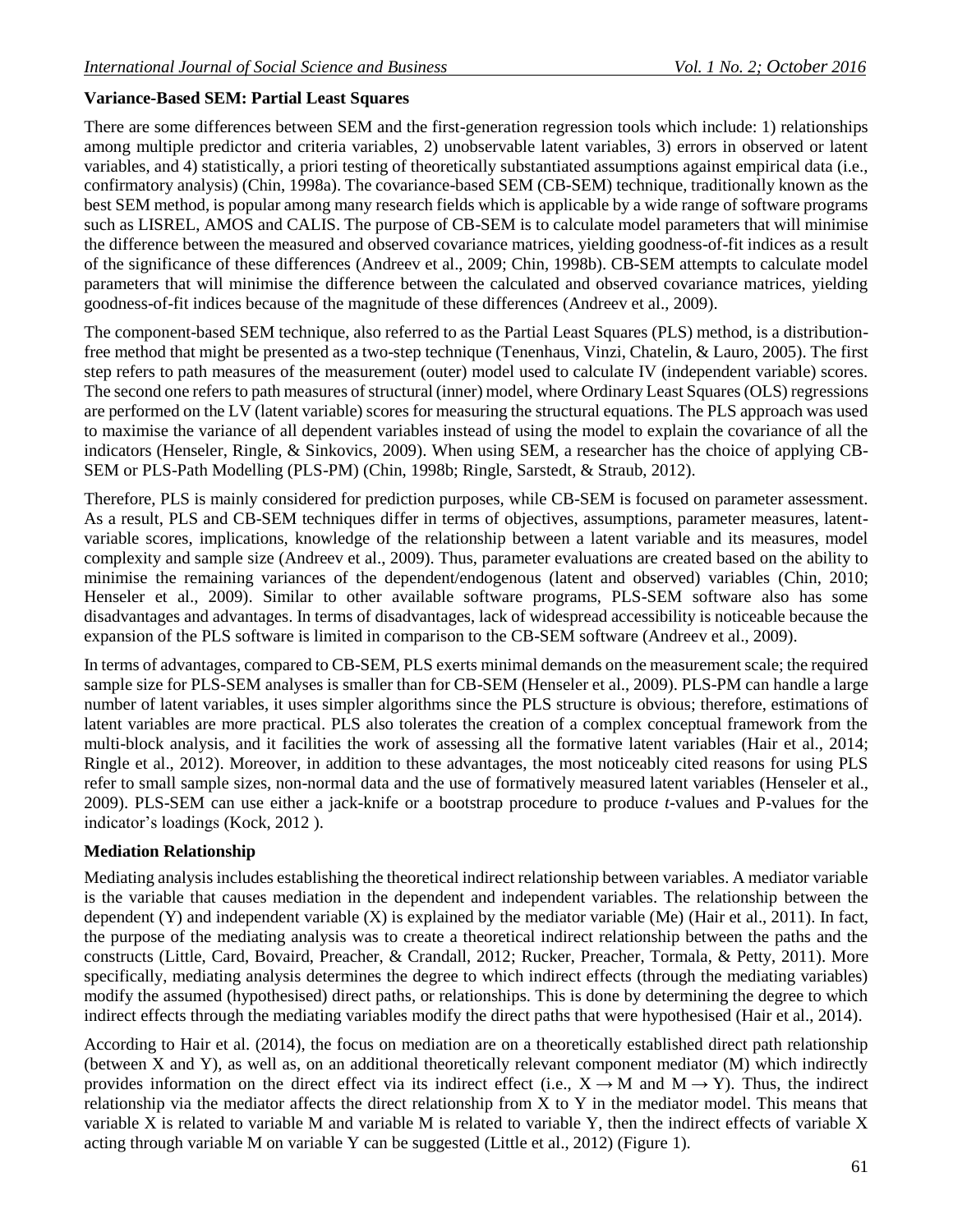**Variance-Based SEM: Partial Least Squares**

There are some differences between SEM and the first-generation regression tools which include: 1) relationships among multiple predictor and criteria variables, 2) unobservable latent variables, 3) errors in observed or latent variables, and 4) statistically, a priori testing of theoretically substantiated assumptions against empirical data (i.e., confirmatory analysis) (Chin, 1998a). The covariance-based SEM (CB-SEM) technique, traditionally known as the best SEM method, is popular among many research fields which is applicable by a wide range of software programs such as LISREL, AMOS and CALIS. The purpose of CB-SEM is to calculate model parameters that will minimise the difference between the measured and observed covariance matrices, yielding goodness-of-fit indices as a result of the significance of these differences (Andreev et al., 2009; Chin, 1998b). CB-SEM attempts to calculate model parameters that will minimise the difference between the calculated and observed covariance matrices, yielding goodness-of-fit indices because of the magnitude of these differences (Andreev et al., 2009).

The component-based SEM technique, also referred to as the Partial Least Squares (PLS) method, is a distribution-free method that might be presented as a two-step technique (Tenenhaus, Vinzi, Chatelin, & Lauro, 2005). The first step refers to path measures of the measurement (outer) model used to calculate IV (independent variable) scores. The second one refers to path measures of structural (inner) model, where Ordinary Least Squares (OLS) regressions are performed on the LV (latent variable) scores for measuring the structural equations. The PLS approach was used to maximise the variance of all dependent variables instead of using the model to explain the covariance of all the indicators (Henseler, Ringle, & Sinkovics, 2009). When using SEM, a researcher has the choice of applying CB-SEM or PLS-Path Modelling (PLS-PM) (Chin, 1998b; Ringle, Sarstedt, & Straub, 2012).

Therefore, PLS is mainly considered for prediction purposes, while CB-SEM is focused on parameter assessment. As a result, PLS and CB-SEM techniques differ in terms of objectives, assumptions, parameter measures, latent-variable scores, implications, knowledge of the relationship between a latent variable and its measures, model complexity and sample size (Andreev et al., 2009). Thus, parameter evaluations are created based on the ability to minimise the remaining variances of the dependent/endogenous (latent and observed) variables (Chin, 2010; Henseler et al., 2009). Similar to other available software programs, PLS-SEM software also has some disadvantages and advantages. In terms of disadvantages, lack of widespread accessibility is noticeable because the expansion of the PLS software is limited in comparison to the CB-SEM software (Andreev et al., 2009).

In terms of advantages, compared to CB-SEM, PLS exerts minimal demands on the measurement scale; the required sample size for PLS-SEM analyses is smaller than for CB-SEM (Henseler et al., 2009). PLS-PM can handle a large number of latent variables, it uses simpler algorithms since the PLS structure is obvious; therefore, estimations of latent variables are more practical. PLS also tolerates the creation of a complex conceptual framework from the multi-block analysis, and it facilities the work of assessing all the formative latent variables (Hair et al., 2014; Ringle et al., 2012). Moreover, in addition to these advantages, the most noticeably cited reasons for using PLS refer to small sample sizes, non-normal data and the use of formatively measured latent variables (Henseler et al., 2009). PLS-SEM can use either a jack-knife or a bootstrap procedure to produce *t*-values and P-values for the indicator's loadings (Kock, 2012 ).

**Mediation Relationship**

Mediating analysis includes establishing the theoretical indirect relationship between variables. A mediator variable is the variable that causes mediation in the dependent and independent variables. The relationship between the dependent (Y) and independent variable (X) is explained by the mediator variable (Me) (Hair et al., 2011). In fact, the purpose of the mediating analysis was to create a theoretical indirect relationship between the paths and the constructs (Little, Card, Bovaird, Preacher, & Crandall, 2012; Rucker, Preacher, Tormala, & Petty, 2011). More specifically, mediating analysis determines the degree to which indirect effects (through the mediating variables) modify the assumed (hypothesised) direct paths, or relationships. This is done by determining the degree to which indirect effects through the mediating variables modify the direct paths that were hypothesised (Hair et al., 2014).

According to Hair et al. (2014), the focus on mediation are on a theoretically established direct path relationship (between X and Y), as well as, on an additional theoretically relevant component mediator (M) which indirectly provides information on the direct effect via its indirect effect (i.e., $X \rightarrow M$ and $M \rightarrow Y$). Thus, the indirect relationship via the mediator affects the direct relationship from X to Y in the mediator model. This means that variable X is related to variable M and variable M is related to variable Y, then the indirect effects of variable X acting through variable M on variable Y can be suggested (Little et al., 2012) (Figure 1).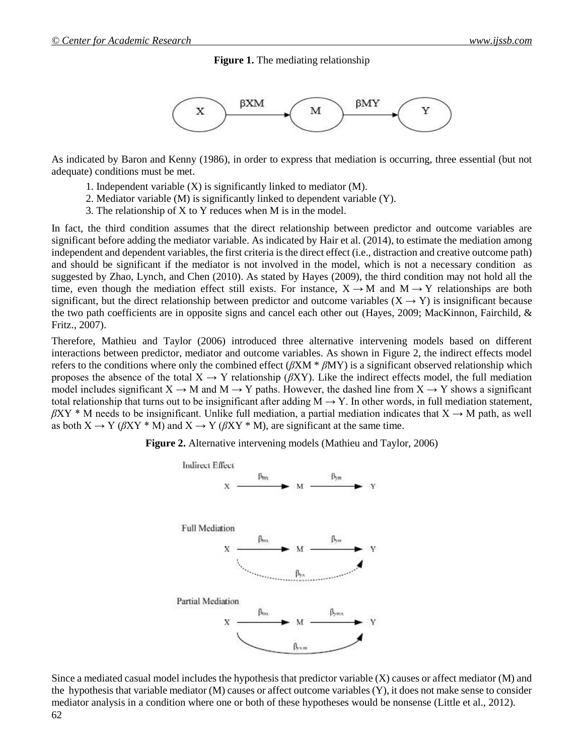**Figure 1.** The mediating relationship

As indicated by Baron and Kenny (1986), in order to express that mediation is occurring, three essential (but not adequate) conditions must be met.

1. Independent variable (X) is significantly linked to mediator (M).
2. Mediator variable (M) is significantly linked to dependent variable (Y).
3. The relationship of X to Y reduces when M is in the model.

In fact, the third condition assumes that the direct relationship between predictor and outcome variables are significant before adding the mediator variable. As indicated by Hair et al. (2014), to estimate the mediation among independent and dependent variables, the first criteria is the direct effect (i.e., distraction and creative outcome path) and should be significant if the mediator is not involved in the model, which is not a necessary condition as suggested by Zhao, Lynch, and Chen (2010). As stated by Hayes (2009), the third condition may not hold all the time, even though the mediation effect still exists. For instance, $X \rightarrow M$ and $M \rightarrow Y$ relationships are both significant, but the direct relationship between predictor and outcome variables ($X \rightarrow Y$) is insignificant because the two path coefficients are in opposite signs and cancel each other out (Hayes, 2009; MacKinnon, Fairchild, & Fritz., 2007).

Therefore, Mathieu and Taylor (2006) introduced three alternative intervening models based on different interactions between predictor, mediator and outcome variables. As shown in Figure 2, the indirect effects model refers to the conditions where only the combined effect ($\beta XM * \beta MY$) is a significant observed relationship which proposes the absence of the total $X \rightarrow Y$ relationship ($\beta XY$). Like the indirect effects model, the full mediation model includes significant $X \rightarrow M$ and $M \rightarrow Y$ paths. However, the dashed line from $X \rightarrow Y$ shows a significant total relationship that turns out to be insignificant after adding $M \rightarrow Y$. In other words, in full mediation statement, $\beta XY * M$ needs to be insignificant. Unlike full mediation, a partial mediation indicates that $X \rightarrow M$ path, as well as both $X \rightarrow Y$ ($\beta XY * M$) and $X \rightarrow Y$ ($\beta XY * M$), are significant at the same time.

**Figure 2.** Alternative intervening models (Mathieu and Taylor, 2006)

Since a mediated casual model includes the hypothesis that predictor variable (X) causes or affect mediator (M) and the hypothesis that variable mediator (M) causes or affect outcome variables (Y), it does not make sense to consider mediator analysis in a condition where one or both of these hypotheses would be nonsense (Little et al., 2012).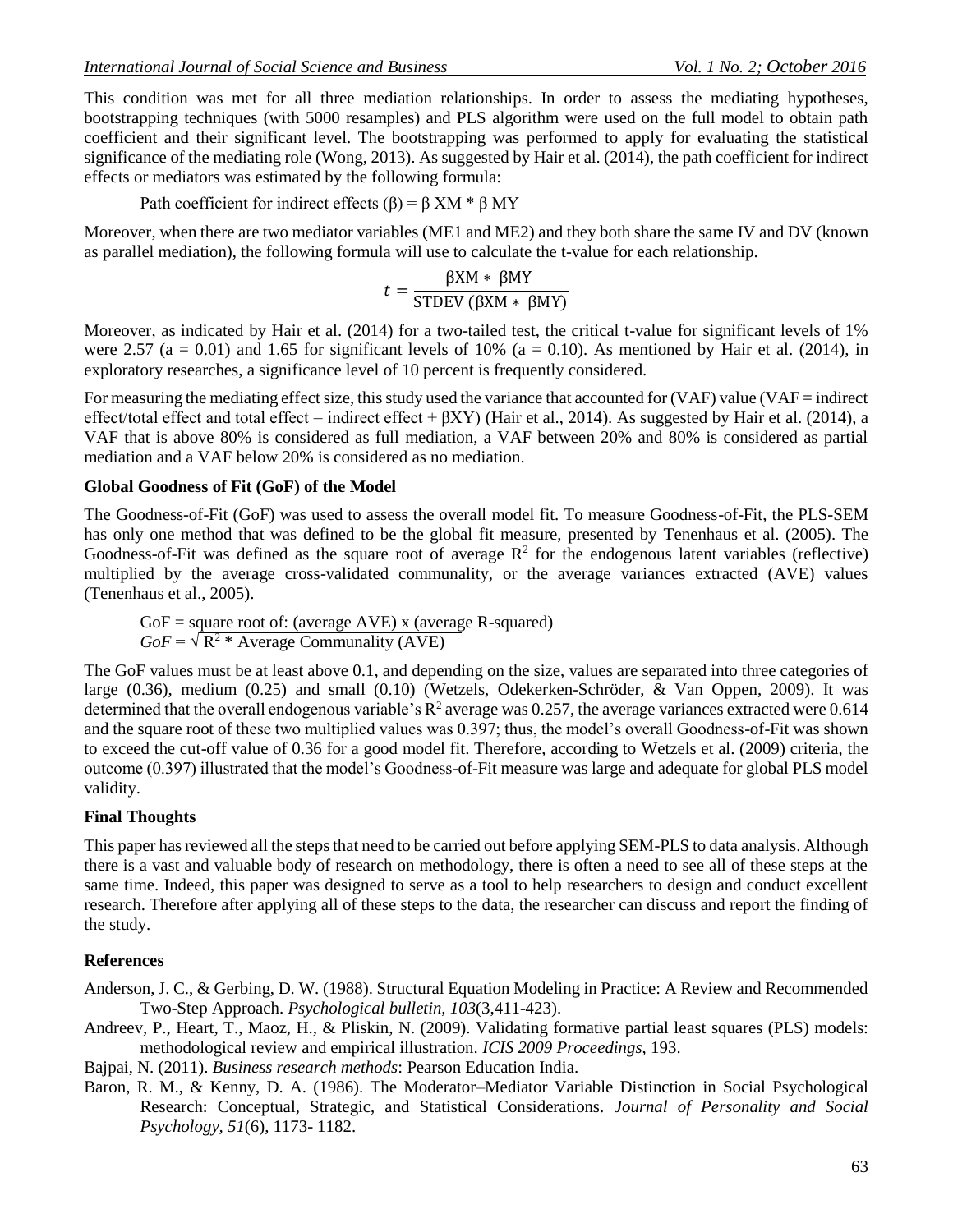This condition was met for all three mediation relationships. In order to assess the mediating hypotheses, bootstrapping techniques (with 5000 resamples) and PLS algorithm were used on the full model to obtain path coefficient and their significant level. The bootstrapping was performed to apply for evaluating the statistical significance of the mediating role (Wong, 2013). As suggested by Hair et al. (2014), the path coefficient for indirect effects or mediators was estimated by the following formula:

Path coefficient for indirect effects (β) = β XM * β MY

Moreover, when there are two mediator variables (ME1 and ME2) and they both share the same IV and DV (known as parallel mediation), the following formula will use to calculate the t-value for each relationship.

$$t = \frac{\beta XM * \beta MY}{\text{STDEV} (\beta XM * \beta MY)}$$

Moreover, as indicated by Hair et al. (2014) for a two-tailed test, the critical t-value for significant levels of 1% were 2.57 (a = 0.01) and 1.65 for significant levels of 10% (a = 0.10). As mentioned by Hair et al. (2014), in exploratory researches, a significance level of 10 percent is frequently considered.

For measuring the mediating effect size, this study used the variance that accounted for (VAF) value (VAF = indirect effect/total effect and total effect = indirect effect + βXY) (Hair et al., 2014). As suggested by Hair et al. (2014), a VAF that is above 80% is considered as full mediation, a VAF between 20% and 80% is considered as partial mediation and a VAF below 20% is considered as no mediation.

**Global Goodness of Fit (GoF) of the Model**

The Goodness-of-Fit (GoF) was used to assess the overall model fit. To measure Goodness-of-Fit, the PLS-SEM has only one method that was defined to be the global fit measure, presented by Tenenhaus et al. (2005). The Goodness-of-Fit was defined as the square root of average $R^2$ for the endogenous latent variables (reflective) multiplied by the average cross-validated communality, or the average variances extracted (AVE) values (Tenenhaus et al., 2005).

GoF = square root of: (average AVE) x (average R-squared)
$GoF = \sqrt{R^2 * \text{Average Communality (AVE)}}$

The GoF values must be at least above 0.1, and depending on the size, values are separated into three categories of large (0.36), medium (0.25) and small (0.10) (Wetzels, Odekerken-Schröder, & Van Oppen, 2009). It was determined that the overall endogenous variable's $R^2$ average was 0.257, the average variances extracted were 0.614 and the square root of these two multiplied values was 0.397; thus, the model's overall Goodness-of-Fit was shown to exceed the cut-off value of 0.36 for a good model fit. Therefore, according to Wetzels et al. (2009) criteria, the outcome (0.397) illustrated that the model's Goodness-of-Fit measure was large and adequate for global PLS model validity.

**Final Thoughts**

This paper has reviewed all the steps that need to be carried out before applying SEM-PLS to data analysis. Although there is a vast and valuable body of research on methodology, there is often a need to see all of these steps at the same time. Indeed, this paper was designed to serve as a tool to help researchers to design and conduct excellent research. Therefore after applying all of these steps to the data, the researcher can discuss and report the finding of the study.

**References**

Anderson, J. C., & Gerbing, D. W. (1988). Structural Equation Modeling in Practice: A Review and Recommended Two-Step Approach. *Psychological bulletin, 103*(3,411-423).

Andreev, P., Heart, T., Maoz, H., & Pliskin, N. (2009). Validating formative partial least squares (PLS) models: methodological review and empirical illustration. *ICIS 2009 Proceedings*, 193.

Bajpai, N. (2011). *Business research methods*: Pearson Education India.

Baron, R. M., & Kenny, D. A. (1986). The Moderator–Mediator Variable Distinction in Social Psychological Research: Conceptual, Strategic, and Statistical Considerations. *Journal of Personality and Social Psychology, 51*(6), 1173- 1182.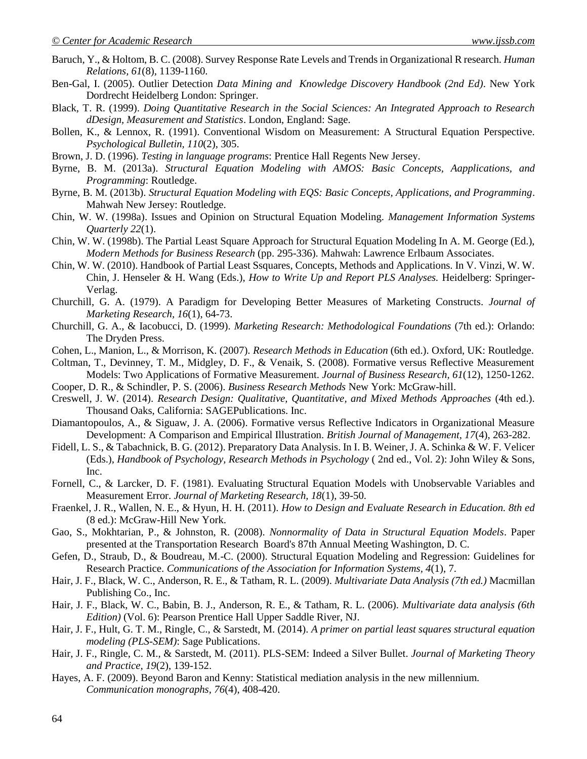Baruch, Y., & Holtom, B. C. (2008). Survey Response Rate Levels and Trends in Organizational R research. *Human Relations, 61*(8), 1139-1160.

Ben-Gal, I. (2005). Outlier Detection *Data Mining and Knowledge Discovery Handbook (2nd Ed)*. New York Dordrecht Heidelberg London: Springer.

Black, T. R. (1999). *Doing Quantitative Research in the Social Sciences: An Integrated Approach to Research dDesign, Measurement and Statistics*. London, England: Sage.

Bollen, K., & Lennox, R. (1991). Conventional Wisdom on Measurement: A Structural Equation Perspective. *Psychological Bulletin, 110*(2), 305.

Brown, J. D. (1996). *Testing in language programs*: Prentice Hall Regents New Jersey.

Byrne, B. M. (2013a). *Structural Equation Modeling with AMOS: Basic Concepts, Aapplications, and Programming*: Routledge.

Byrne, B. M. (2013b). *Structural Equation Modeling with EQS: Basic Concepts, Applications, and Programming*. Mahwah New Jersey: Routledge.

Chin, W. W. (1998a). Issues and Opinion on Structural Equation Modeling. *Management Information Systems Quarterly 22*(1).

Chin, W. W. (1998b). The Partial Least Square Approach for Structural Equation Modeling In A. M. George (Ed.), *Modern Methods for Business Research* (pp. 295-336). Mahwah: Lawrence Erlbaum Associates.

Chin, W. W. (2010). Handbook of Partial Least Ssquares, Concepts, Methods and Applications. In V. Vinzi, W. W. Chin, J. Henseler & H. Wang (Eds.), *How to Write Up and Report PLS Analyses.* Heidelberg: Springer-Verlag.

Churchill, G. A. (1979). A Paradigm for Developing Better Measures of Marketing Constructs. *Journal of Marketing Research, 16*(1), 64-73.

Churchill, G. A., & Iacobucci, D. (1999). *Marketing Research: Methodological Foundations* (7th ed.): Orlando: The Dryden Press.

Cohen, L., Manion, L., & Morrison, K. (2007). *Research Methods in Education* (6th ed.). Oxford, UK: Routledge.

Coltman, T., Devinney, T. M., Midgley, D. F., & Venaik, S. (2008). Formative versus Reflective Measurement Models: Two Applications of Formative Measurement. *Journal of Business Research, 61*(12), 1250-1262.

Cooper, D. R., & Schindler, P. S. (2006). *Business Research Methods* New York: McGraw-hill.

Creswell, J. W. (2014). *Research Design: Qualitative, Quantitative, and Mixed Methods Approaches* (4th ed.). Thousand Oaks, California: SAGEPublications. Inc.

Diamantopoulos, A., & Siguaw, J. A. (2006). Formative versus Reflective Indicators in Organizational Measure Development: A Comparison and Empirical Illustration. *British Journal of Management, 17*(4), 263-282.

Fidell, L. S., & Tabachnick, B. G. (2012). Preparatory Data Analysis. In I. B. Weiner, J. A. Schinka & W. F. Velicer (Eds.), *Handbook of Psychology, Research Methods in Psychology* ( 2nd ed., Vol. 2): John Wiley & Sons, Inc.

Fornell, C., & Larcker, D. F. (1981). Evaluating Structural Equation Models with Unobservable Variables and Measurement Error. *Journal of Marketing Research, 18*(1), 39-50.

Fraenkel, J. R., Wallen, N. E., & Hyun, H. H. (2011). *How to Design and Evaluate Research in Education. 8th ed* (8 ed.): McGraw-Hill New York.

Gao, S., Mokhtarian, P., & Johnston, R. (2008). *Nonnormality of Data in Structural Equation Models*. Paper presented at the Transportation Research Board's 87th Annual Meeting Washington, D. C.

Gefen, D., Straub, D., & Boudreau, M.-C. (2000). Structural Equation Modeling and Regression: Guidelines for Research Practice. *Communications of the Association for Information Systems, 4*(1), 7.

Hair, J. F., Black, W. C., Anderson, R. E., & Tatham, R. L. (2009). *Multivariate Data Analysis (7th ed.)* Macmillan Publishing Co., Inc.

Hair, J. F., Black, W. C., Babin, B. J., Anderson, R. E., & Tatham, R. L. (2006). *Multivariate data analysis (6th Edition)* (Vol. 6): Pearson Prentice Hall Upper Saddle River, NJ.

Hair, J. F., Hult, G. T. M., Ringle, C., & Sarstedt, M. (2014). *A primer on partial least squares structural equation modeling (PLS-SEM)*: Sage Publications.

Hair, J. F., Ringle, C. M., & Sarstedt, M. (2011). PLS-SEM: Indeed a Silver Bullet. *Journal of Marketing Theory and Practice, 19*(2), 139-152.

Hayes, A. F. (2009). Beyond Baron and Kenny: Statistical mediation analysis in the new millennium. *Communication monographs, 76*(4), 408-420.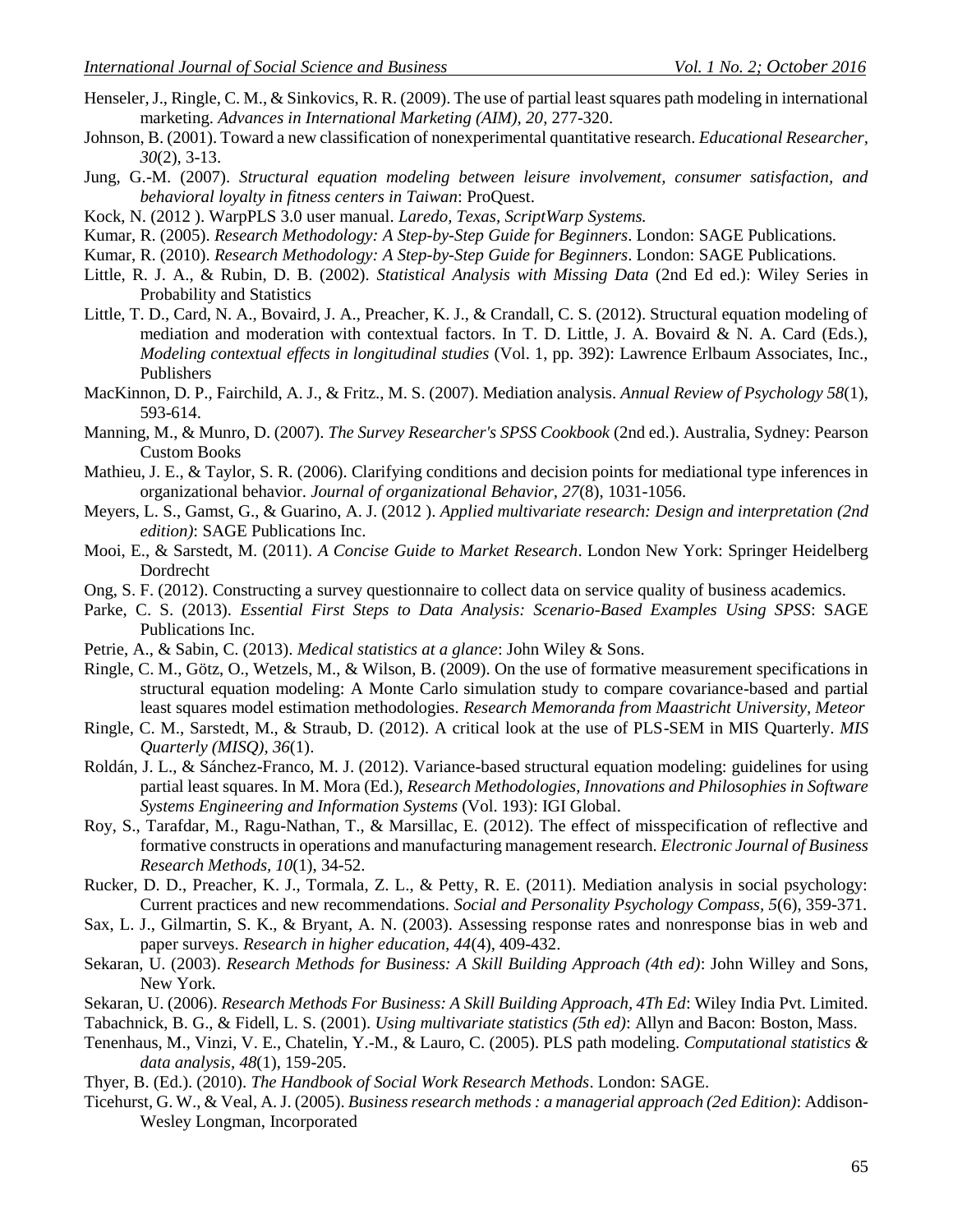Henseler, J., Ringle, C. M., & Sinkovics, R. R. (2009). The use of partial least squares path modeling in international marketing. *Advances in International Marketing (AIM), 20*, 277-320.

Johnson, B. (2001). Toward a new classification of nonexperimental quantitative research. *Educational Researcher, 30*(2), 3-13.

Jung, G.-M. (2007). *Structural equation modeling between leisure involvement, consumer satisfaction, and behavioral loyalty in fitness centers in Taiwan*: ProQuest.

Kock, N. (2012 ). WarpPLS 3.0 user manual. *Laredo, Texas, ScriptWarp Systems.*

Kumar, R. (2005). *Research Methodology: A Step-by-Step Guide for Beginners*. London: SAGE Publications.

Kumar, R. (2010). *Research Methodology: A Step-by-Step Guide for Beginners*. London: SAGE Publications.

Little, R. J. A., & Rubin, D. B. (2002). *Statistical Analysis with Missing Data* (2nd Ed ed.): Wiley Series in Probability and Statistics

Little, T. D., Card, N. A., Bovaird, J. A., Preacher, K. J., & Crandall, C. S. (2012). Structural equation modeling of mediation and moderation with contextual factors. In T. D. Little, J. A. Bovaird & N. A. Card (Eds.), *Modeling contextual effects in longitudinal studies* (Vol. 1, pp. 392): Lawrence Erlbaum Associates, Inc., Publishers

MacKinnon, D. P., Fairchild, A. J., & Fritz., M. S. (2007). Mediation analysis. *Annual Review of Psychology 58*(1), 593-614.

Manning, M., & Munro, D. (2007). *The Survey Researcher's SPSS Cookbook* (2nd ed.). Australia, Sydney: Pearson Custom Books

Mathieu, J. E., & Taylor, S. R. (2006). Clarifying conditions and decision points for mediational type inferences in organizational behavior. *Journal of organizational Behavior, 27*(8), 1031-1056.

Meyers, L. S., Gamst, G., & Guarino, A. J. (2012 ). *Applied multivariate research: Design and interpretation (2nd edition)*: SAGE Publications Inc.

Mooi, E., & Sarstedt, M. (2011). *A Concise Guide to Market Research*. London New York: Springer Heidelberg Dordrecht

Ong, S. F. (2012). Constructing a survey questionnaire to collect data on service quality of business academics.

Parke, C. S. (2013). *Essential First Steps to Data Analysis: Scenario-Based Examples Using SPSS*: SAGE Publications Inc.

Petrie, A., & Sabin, C. (2013). *Medical statistics at a glance*: John Wiley & Sons.

Ringle, C. M., Götz, O., Wetzels, M., & Wilson, B. (2009). On the use of formative measurement specifications in structural equation modeling: A Monte Carlo simulation study to compare covariance-based and partial least squares model estimation methodologies. *Research Memoranda from Maastricht University, Meteor*

Ringle, C. M., Sarstedt, M., & Straub, D. (2012). A critical look at the use of PLS-SEM in MIS Quarterly. *MIS Quarterly (MISQ), 36*(1).

Roldán, J. L., & Sánchez-Franco, M. J. (2012). Variance-based structural equation modeling: guidelines for using partial least squares. In M. Mora (Ed.), *Research Methodologies, Innovations and Philosophies in Software Systems Engineering and Information Systems* (Vol. 193): IGI Global.

Roy, S., Tarafdar, M., Ragu-Nathan, T., & Marsillac, E. (2012). The effect of misspecification of reflective and formative constructs in operations and manufacturing management research. *Electronic Journal of Business Research Methods, 10*(1), 34-52.

Rucker, D. D., Preacher, K. J., Tormala, Z. L., & Petty, R. E. (2011). Mediation analysis in social psychology: Current practices and new recommendations. *Social and Personality Psychology Compass, 5*(6), 359-371.

Sax, L. J., Gilmartin, S. K., & Bryant, A. N. (2003). Assessing response rates and nonresponse bias in web and paper surveys. *Research in higher education, 44*(4), 409-432.

Sekaran, U. (2003). *Research Methods for Business: A Skill Building Approach (4th ed)*: John Willey and Sons, New York.

Sekaran, U. (2006). *Research Methods For Business: A Skill Building Approach, 4Th Ed*: Wiley India Pvt. Limited.

Tabachnick, B. G., & Fidell, L. S. (2001). *Using multivariate statistics (5th ed)*: Allyn and Bacon: Boston, Mass.

Tenenhaus, M., Vinzi, V. E., Chatelin, Y.-M., & Lauro, C. (2005). PLS path modeling. *Computational statistics & data analysis, 48*(1), 159-205.

Thyer, B. (Ed.). (2010). *The Handbook of Social Work Research Methods*. London: SAGE.

Ticehurst, G. W., & Veal, A. J. (2005). *Business research methods : a managerial approach (2ed Edition)*: Addison-Wesley Longman, Incorporated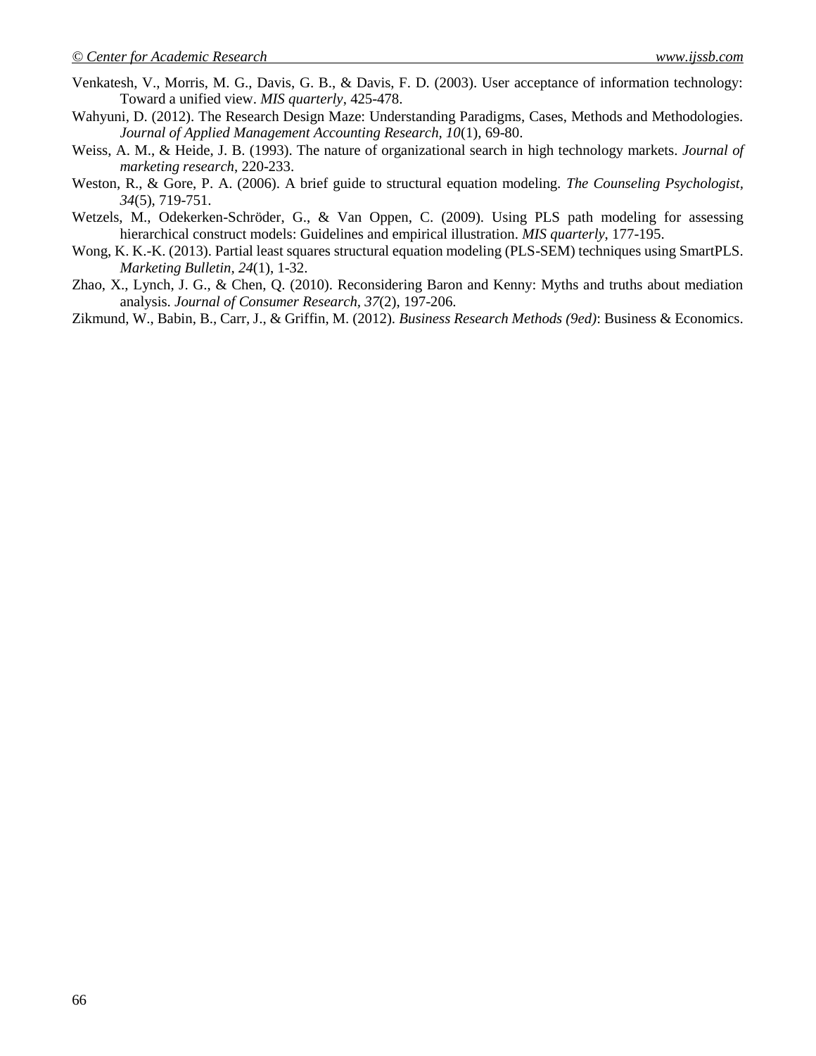Venkatesh, V., Morris, M. G., Davis, G. B., & Davis, F. D. (2003). User acceptance of information technology: Toward a unified view. *MIS quarterly*, 425-478.

Wahyuni, D. (2012). The Research Design Maze: Understanding Paradigms, Cases, Methods and Methodologies. *Journal of Applied Management Accounting Research, 10*(1), 69-80.

Weiss, A. M., & Heide, J. B. (1993). The nature of organizational search in high technology markets. *Journal of marketing research*, 220-233.

Weston, R., & Gore, P. A. (2006). A brief guide to structural equation modeling. *The Counseling Psychologist, 34*(5), 719-751.

Wetzels, M., Odekerken-Schröder, G., & Van Oppen, C. (2009). Using PLS path modeling for assessing hierarchical construct models: Guidelines and empirical illustration. *MIS quarterly*, 177-195.

Wong, K. K.-K. (2013). Partial least squares structural equation modeling (PLS-SEM) techniques using SmartPLS. *Marketing Bulletin, 24*(1), 1-32.

Zhao, X., Lynch, J. G., & Chen, Q. (2010). Reconsidering Baron and Kenny: Myths and truths about mediation analysis. *Journal of Consumer Research, 37*(2), 197-206.

Zikmund, W., Babin, B., Carr, J., & Griffin, M. (2012). *Business Research Methods (9ed)*: Business & Economics.